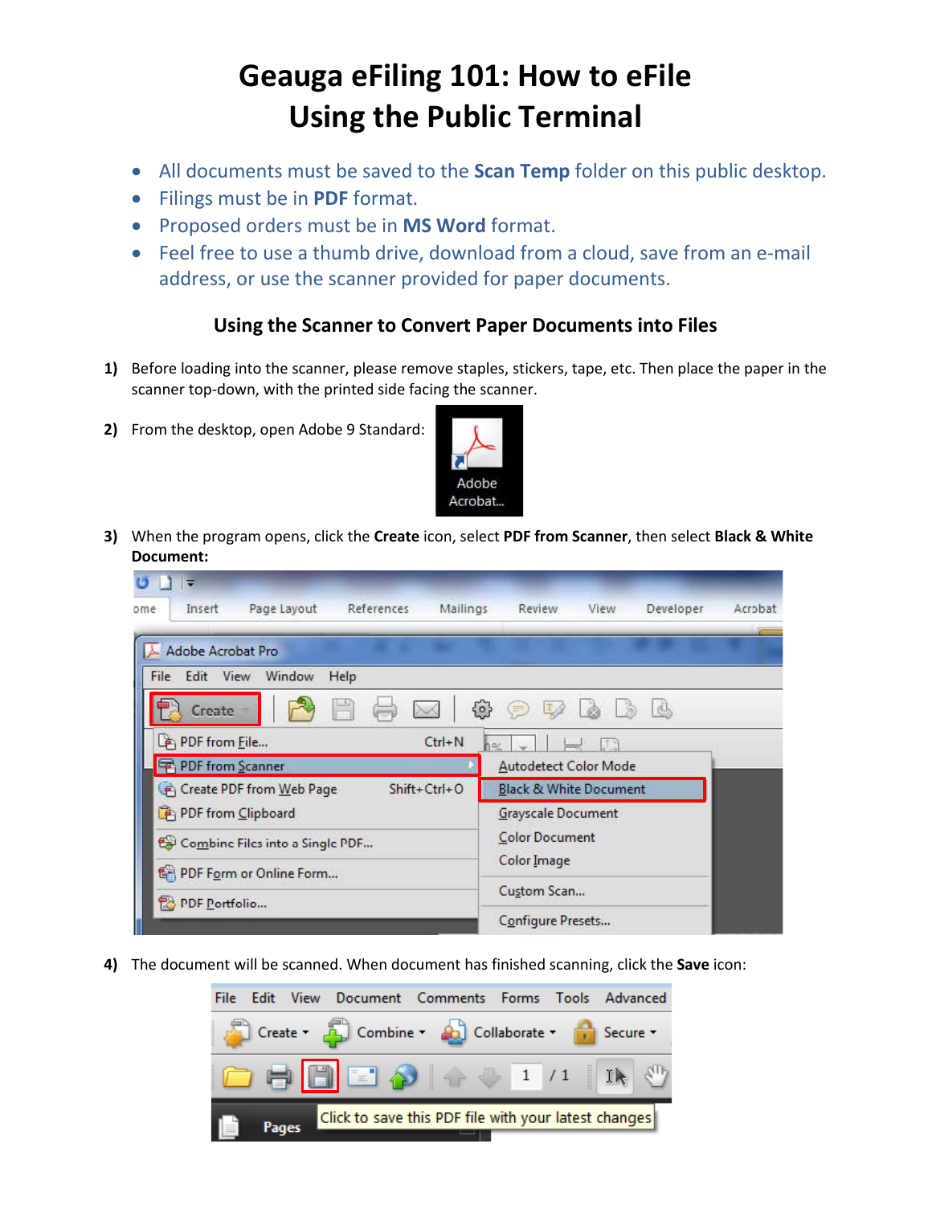# Geauga eFiling 101: How to eFile Using the Public Terminal

- All documents must be saved to the **Scan Temp** folder on this public desktop.
- Filings must be in **PDF** format.
- Proposed orders must be in **MS Word** format.
- Feel free to use a thumb drive, download from a cloud, save from an e-mail address, or use the scanner provided for paper documents.

### Using the Scanner to Convert Paper Documents into Files

1) Before loading into the scanner, please remove staples, stickers, tape, etc. Then place the paper in the scanner top-down, with the printed side facing the scanner.

2) From the desktop, open Adobe 9 Standard:

3) When the program opens, click the **Create** icon, select **PDF from Scanner**, then select **Black & White Document:**

4) The document will be scanned. When document has finished scanning, click the **Save** icon: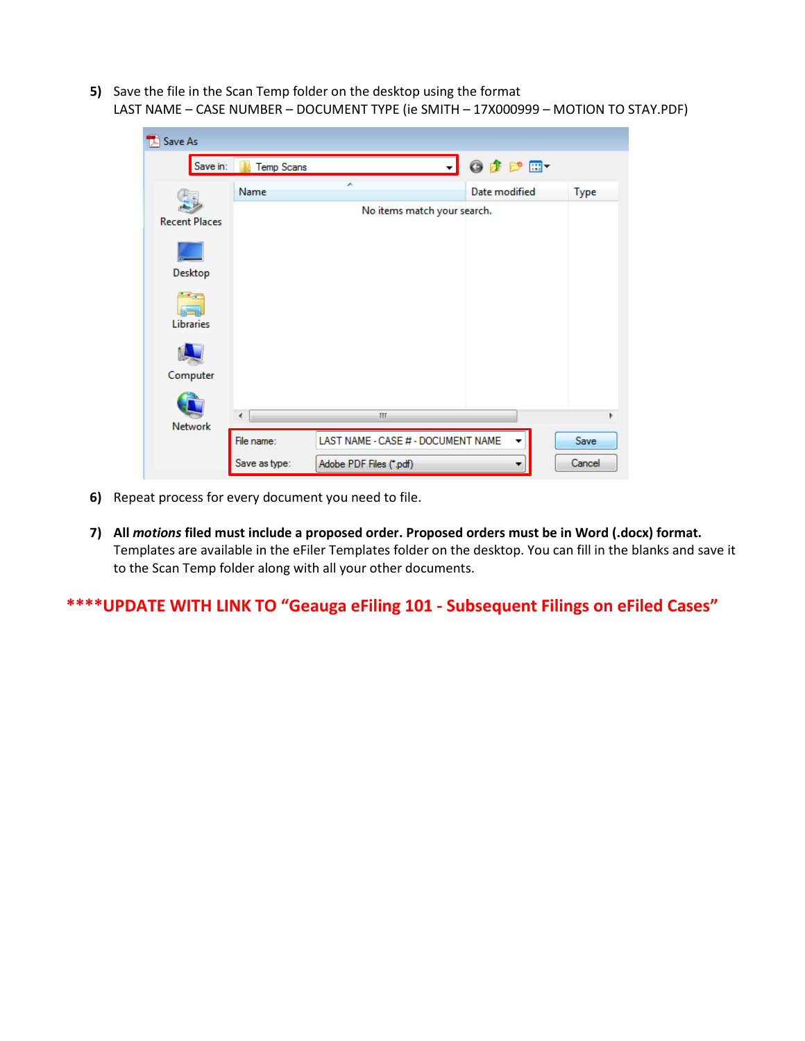5) Save the file in the Scan Temp folder on the desktop using the format
   LAST NAME – CASE NUMBER – DOCUMENT TYPE (ie SMITH – 17X000999 – MOTION TO STAY.PDF)

6) Repeat process for every document you need to file.

7) **All *motions* filed must include a proposed order. Proposed orders must be in Word (.docx) format.** Templates are available in the eFiler Templates folder on the desktop. You can fill in the blanks and save it to the Scan Temp folder along with all your other documents.

**\*\*\*\*UPDATE WITH LINK TO "Geauga eFiling 101 - Subsequent Filings on eFiled Cases"**